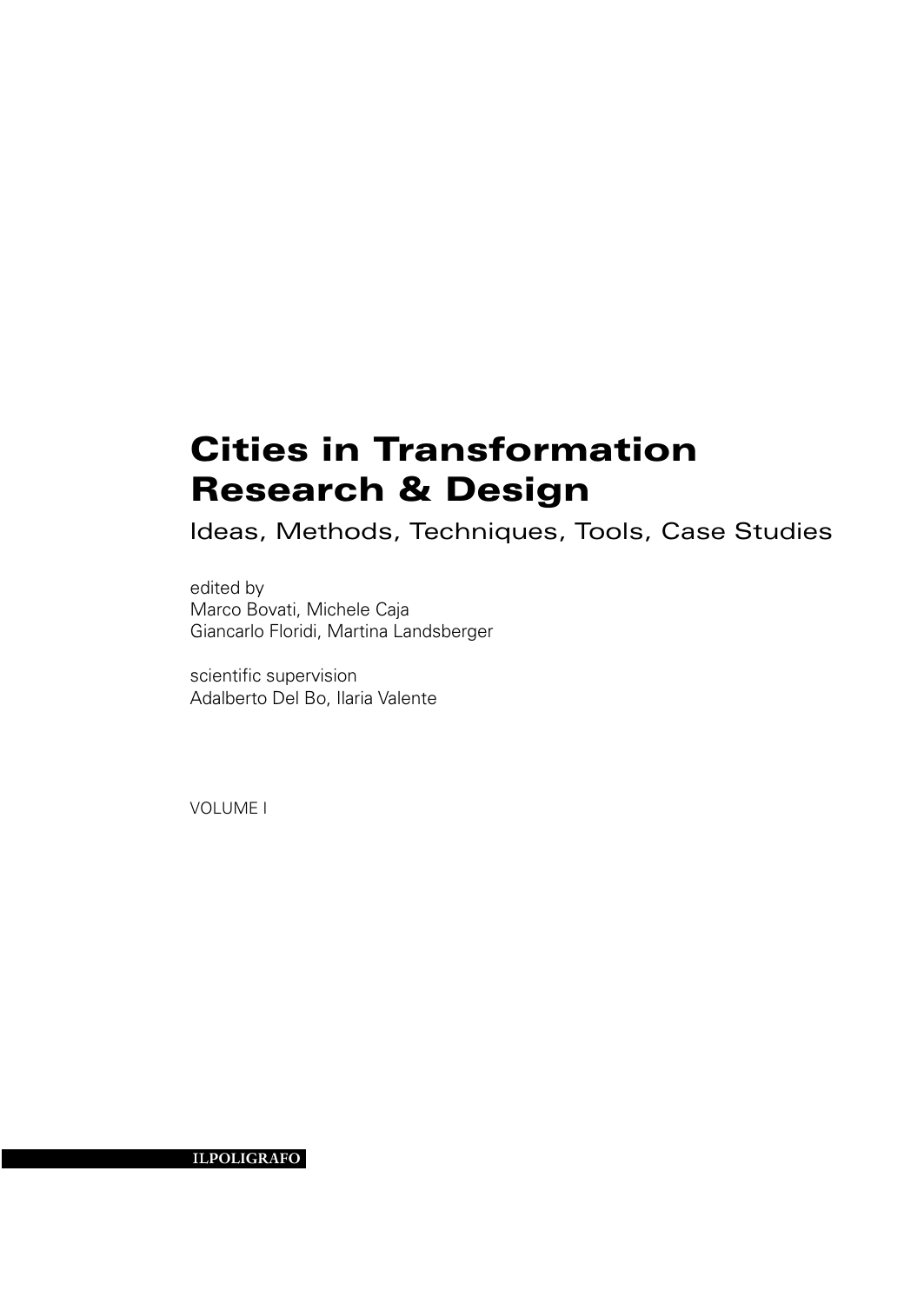# Cities in Transformation Research & Design

## Ideas, Methods, Techniques, Tools, Case Studies

edited by
Marco Bovati, Michele Caja
Giancarlo Floridi, Martina Landsberger

scientific supervision
Adalberto Del Bo, Ilaria Valente

VOLUME I

ILPOLIGRAFO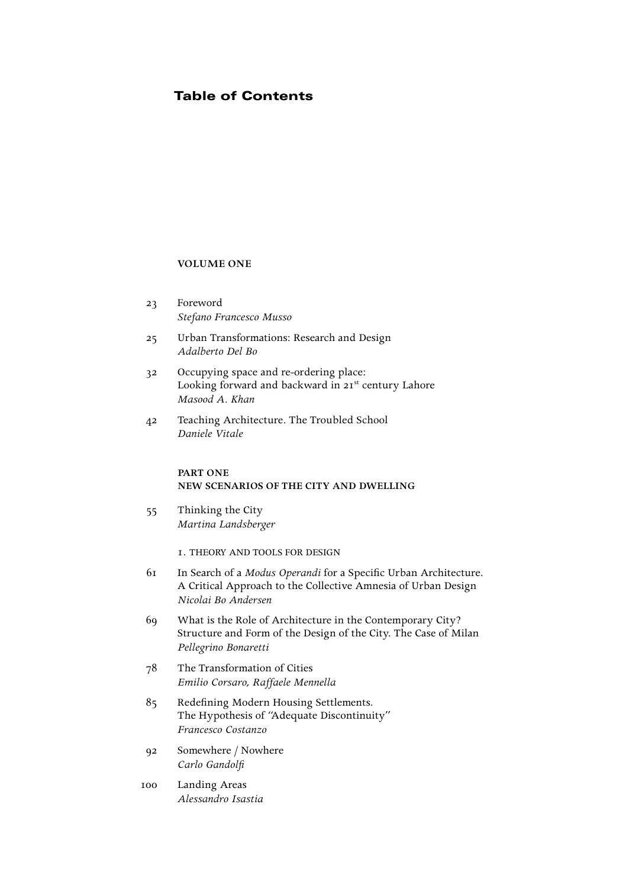# Table of Contents

## VOLUME ONE

23 Foreword
*Stefano Francesco Musso*

25 Urban Transformations: Research and Design
*Adalberto Del Bo*

32 Occupying space and re-ordering place:
Looking forward and backward in 21st century Lahore
*Masood A. Khan*

42 Teaching Architecture. The Troubled School
*Daniele Vitale*

## PART ONE
## NEW SCENARIOS OF THE CITY AND DWELLING

55 Thinking the City
*Martina Landsberger*

### 1. THEORY AND TOOLS FOR DESIGN

61 In Search of a *Modus Operandi* for a Specific Urban Architecture.
A Critical Approach to the Collective Amnesia of Urban Design
*Nicolai Bo Andersen*

69 What is the Role of Architecture in the Contemporary City?
Structure and Form of the Design of the City. The Case of Milan
*Pellegrino Bonaretti*

78 The Transformation of Cities
*Emilio Corsaro, Raffaele Mennella*

85 Redefining Modern Housing Settlements.
The Hypothesis of "Adequate Discontinuity"
*Francesco Costanzo*

92 Somewhere / Nowhere
*Carlo Gandolfi*

100 Landing Areas
*Alessandro Isastia*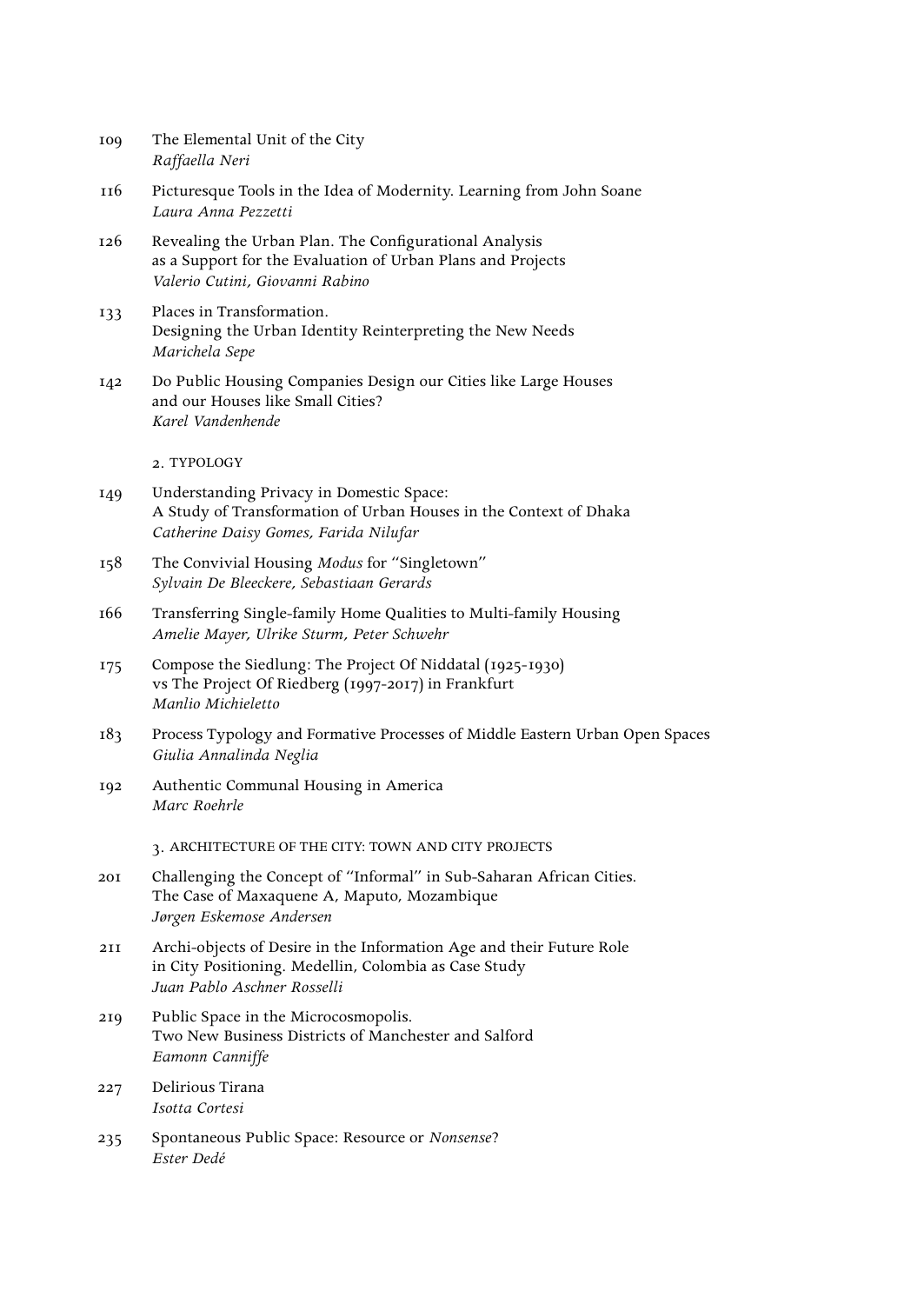109 The Elemental Unit of the City
*Raffaella Neri*

116 Picturesque Tools in the Idea of Modernity. Learning from John Soane
*Laura Anna Pezzetti*

126 Revealing the Urban Plan. The Configurational Analysis as a Support for the Evaluation of Urban Plans and Projects
*Valerio Cutini, Giovanni Rabino*

133 Places in Transformation. Designing the Urban Identity Reinterpreting the New Needs
*Marichela Sepe*

142 Do Public Housing Companies Design our Cities like Large Houses and our Houses like Small Cities?
*Karel Vandenhende*

## 2. TYPOLOGY

149 Understanding Privacy in Domestic Space: A Study of Transformation of Urban Houses in the Context of Dhaka
*Catherine Daisy Gomes, Farida Nilufar*

158 The Convivial Housing *Modus* for "Singletown"
*Sylvain De Bleeckere, Sebastiaan Gerards*

166 Transferring Single-family Home Qualities to Multi-family Housing
*Amelie Mayer, Ulrike Sturm, Peter Schwehr*

175 Compose the Siedlung: The Project Of Niddatal (1925-1930) vs The Project Of Riedberg (1997-2017) in Frankfurt
*Manlio Michieletto*

183 Process Typology and Formative Processes of Middle Eastern Urban Open Spaces
*Giulia Annalinda Neglia*

192 Authentic Communal Housing in America
*Marc Roehrle*

## 3. ARCHITECTURE OF THE CITY: TOWN AND CITY PROJECTS

201 Challenging the Concept of "Informal" in Sub-Saharan African Cities. The Case of Maxaquene A, Maputo, Mozambique
*Jørgen Eskemose Andersen*

211 Archi-objects of Desire in the Information Age and their Future Role in City Positioning. Medellin, Colombia as Case Study
*Juan Pablo Aschner Rosselli*

219 Public Space in the Microcosmopolis. Two New Business Districts of Manchester and Salford
*Eamonn Canniffe*

227 Delirious Tirana
*Isotta Cortesi*

235 Spontaneous Public Space: Resource or *Nonsense*?
*Ester Dedé*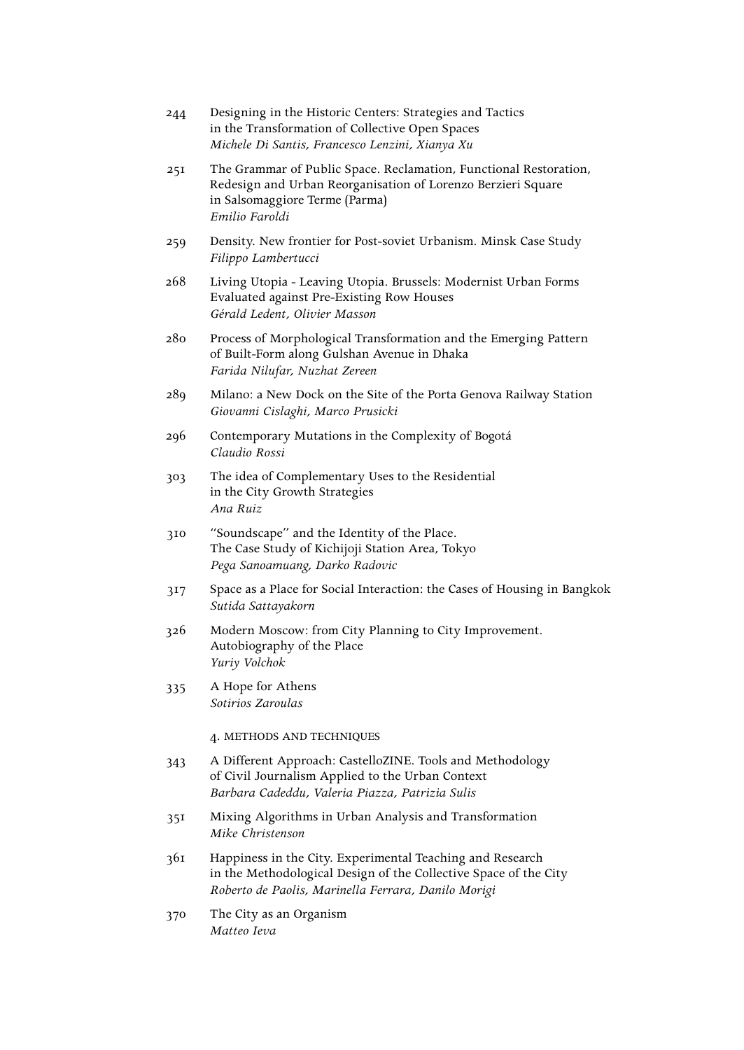244 Designing in the Historic Centers: Strategies and Tactics in the Transformation of Collective Open Spaces
*Michele Di Santis, Francesco Lenzini, Xianya Xu*

251 The Grammar of Public Space. Reclamation, Functional Restoration, Redesign and Urban Reorganisation of Lorenzo Berzieri Square in Salsomaggiore Terme (Parma)
*Emilio Faroldi*

259 Density. New frontier for Post-soviet Urbanism. Minsk Case Study
*Filippo Lambertucci*

268 Living Utopia - Leaving Utopia. Brussels: Modernist Urban Forms Evaluated against Pre-Existing Row Houses
*Gérald Ledent, Olivier Masson*

280 Process of Morphological Transformation and the Emerging Pattern of Built-Form along Gulshan Avenue in Dhaka
*Farida Nilufar, Nuzhat Zereen*

289 Milano: a New Dock on the Site of the Porta Genova Railway Station
*Giovanni Cislaghi, Marco Prusicki*

296 Contemporary Mutations in the Complexity of Bogotá
*Claudio Rossi*

303 The idea of Complementary Uses to the Residential in the City Growth Strategies
*Ana Ruiz*

310 "Soundscape" and the Identity of the Place. The Case Study of Kichijoji Station Area, Tokyo
*Pega Sanoamuang, Darko Radovic*

317 Space as a Place for Social Interaction: the Cases of Housing in Bangkok
*Sutida Sattayakorn*

326 Modern Moscow: from City Planning to City Improvement. Autobiography of the Place
*Yuriy Volchok*

335 A Hope for Athens
*Sotirios Zaroulas*

## 4. METHODS AND TECHNIQUES

343 A Different Approach: CastelloZINE. Tools and Methodology of Civil Journalism Applied to the Urban Context
*Barbara Cadeddu, Valeria Piazza, Patrizia Sulis*

351 Mixing Algorithms in Urban Analysis and Transformation
*Mike Christenson*

361 Happiness in the City. Experimental Teaching and Research in the Methodological Design of the Collective Space of the City
*Roberto de Paolis, Marinella Ferrara, Danilo Morigi*

370 The City as an Organism
*Matteo Ieva*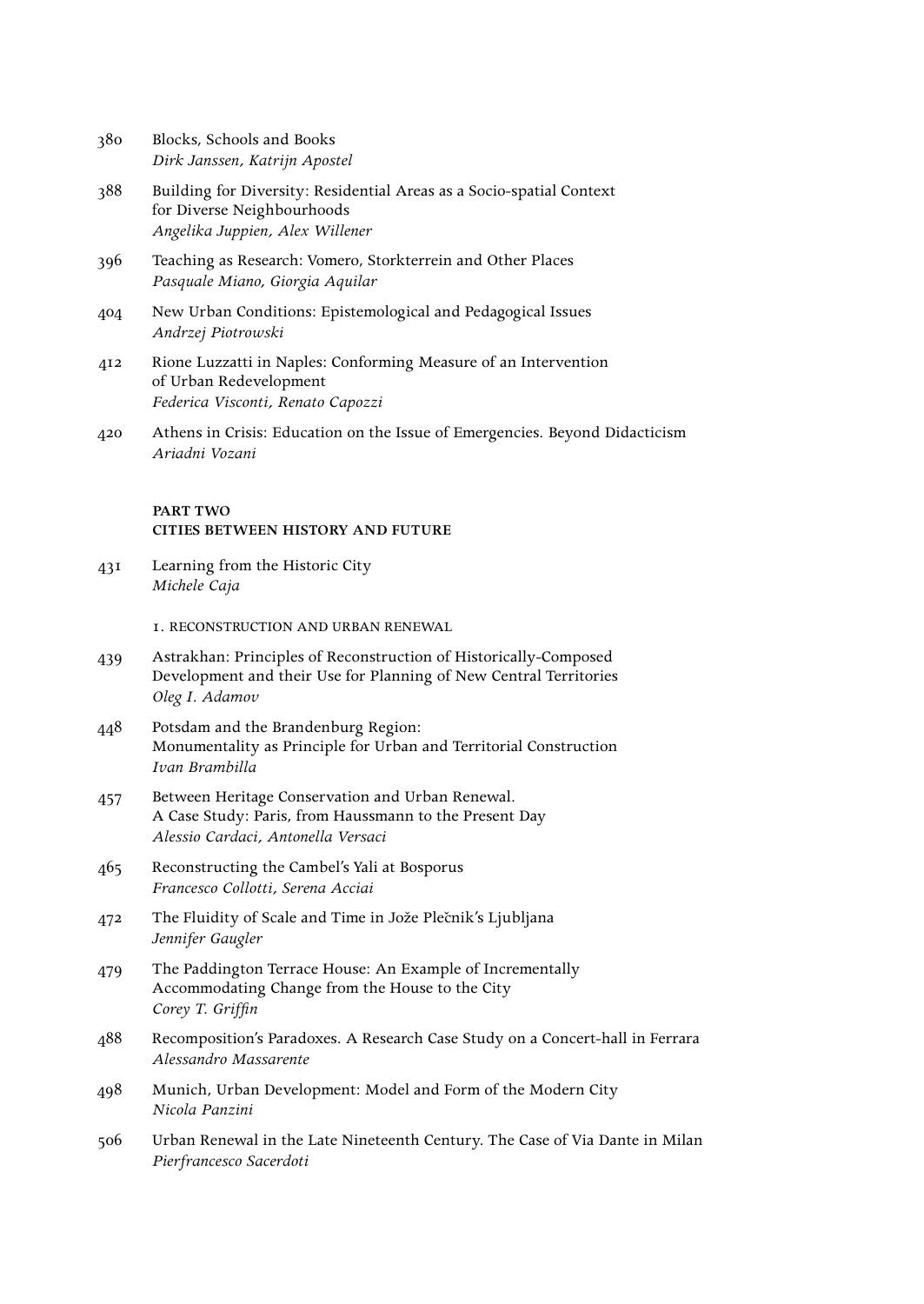380 Blocks, Schools and Books
*Dirk Janssen, Katrijn Apostel*

388 Building for Diversity: Residential Areas as a Socio-spatial Context for Diverse Neighbourhoods
*Angelika Juppien, Alex Willener*

396 Teaching as Research: Vomero, Storkterrein and Other Places
*Pasquale Miano, Giorgia Aquilar*

404 New Urban Conditions: Epistemological and Pedagogical Issues
*Andrzej Piotrowski*

412 Rione Luzzatti in Naples: Conforming Measure of an Intervention of Urban Redevelopment
*Federica Visconti, Renato Capozzi*

420 Athens in Crisis: Education on the Issue of Emergencies. Beyond Didacticism
*Ariadni Vozani*

## PART TWO
## CITIES BETWEEN HISTORY AND FUTURE

431 Learning from the Historic City
*Michele Caja*

### 1. RECONSTRUCTION AND URBAN RENEWAL

439 Astrakhan: Principles of Reconstruction of Historically-Composed Development and their Use for Planning of New Central Territories
*Oleg I. Adamov*

448 Potsdam and the Brandenburg Region: Monumentality as Principle for Urban and Territorial Construction
*Ivan Brambilla*

457 Between Heritage Conservation and Urban Renewal. A Case Study: Paris, from Haussmann to the Present Day
*Alessio Cardaci, Antonella Versaci*

465 Reconstructing the Cambel's Yali at Bosporus
*Francesco Collotti, Serena Acciai*

472 The Fluidity of Scale and Time in Jože Plečnik's Ljubljana
*Jennifer Gaugler*

479 The Paddington Terrace House: An Example of Incrementally Accommodating Change from the House to the City
*Corey T. Griffin*

488 Recomposition's Paradoxes. A Research Case Study on a Concert-hall in Ferrara
*Alessandro Massarente*

498 Munich, Urban Development: Model and Form of the Modern City
*Nicola Panzini*

506 Urban Renewal in the Late Nineteenth Century. The Case of Via Dante in Milan
*Pierfrancesco Sacerdoti*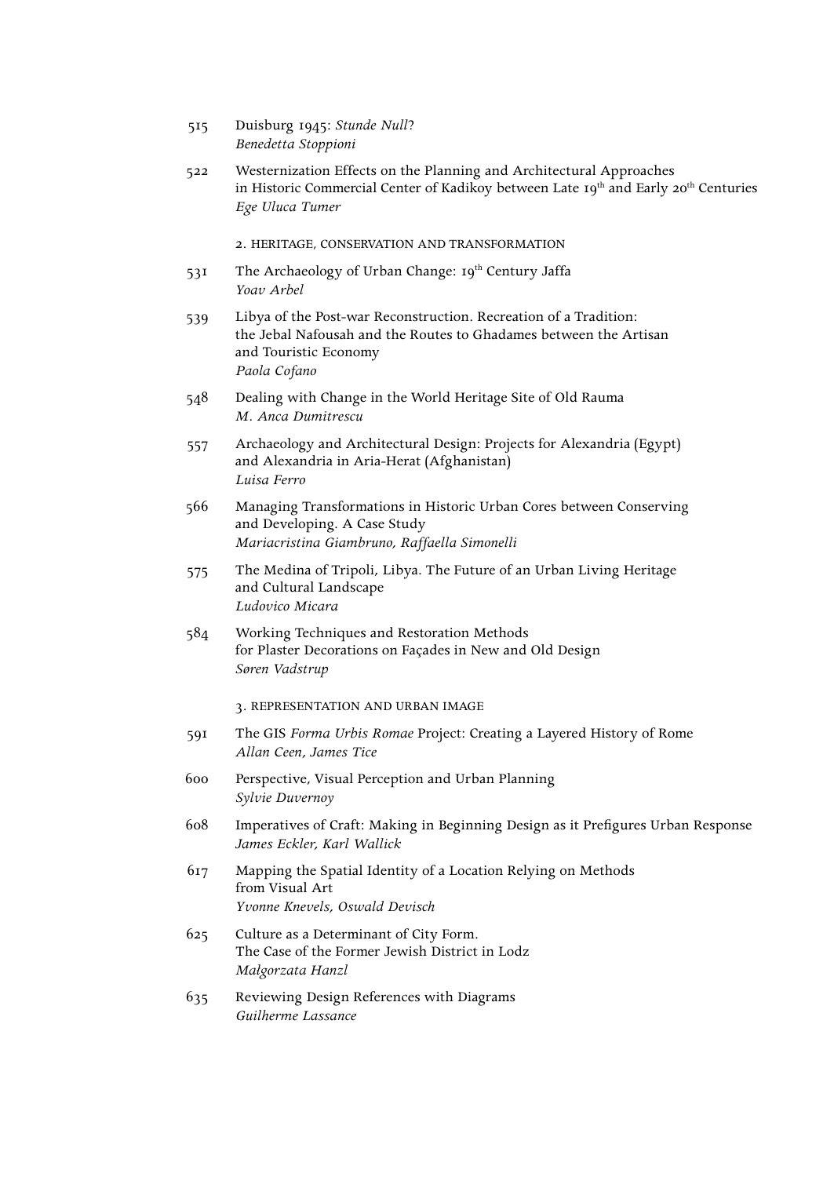515 Duisburg 1945: *Stunde Null*?
*Benedetta Stoppioni*

522 Westernization Effects on the Planning and Architectural Approaches in Historic Commercial Center of Kadikoy between Late 19th and Early 20th Centuries
*Ege Uluca Tumer*

## 2. HERITAGE, CONSERVATION AND TRANSFORMATION

531 The Archaeology of Urban Change: 19th Century Jaffa
*Yoav Arbel*

539 Libya of the Post-war Reconstruction. Recreation of a Tradition: the Jebal Nafousah and the Routes to Ghadames between the Artisan and Touristic Economy
*Paola Cofano*

548 Dealing with Change in the World Heritage Site of Old Rauma
*M. Anca Dumitrescu*

557 Archaeology and Architectural Design: Projects for Alexandria (Egypt) and Alexandria in Aria-Herat (Afghanistan)
*Luisa Ferro*

566 Managing Transformations in Historic Urban Cores between Conserving and Developing. A Case Study
*Mariacristina Giambruno, Raffaella Simonelli*

575 The Medina of Tripoli, Libya. The Future of an Urban Living Heritage and Cultural Landscape
*Ludovico Micara*

584 Working Techniques and Restoration Methods for Plaster Decorations on Façades in New and Old Design
*Søren Vadstrup*

## 3. REPRESENTATION AND URBAN IMAGE

591 The GIS *Forma Urbis Romae* Project: Creating a Layered History of Rome
*Allan Ceen, James Tice*

600 Perspective, Visual Perception and Urban Planning
*Sylvie Duvernoy*

608 Imperatives of Craft: Making in Beginning Design as it Prefigures Urban Response
*James Eckler, Karl Wallick*

617 Mapping the Spatial Identity of a Location Relying on Methods from Visual Art
*Yvonne Knevels, Oswald Devisch*

625 Culture as a Determinant of City Form. The Case of the Former Jewish District in Lodz
*Małgorzata Hanzl*

635 Reviewing Design References with Diagrams
*Guilherme Lassance*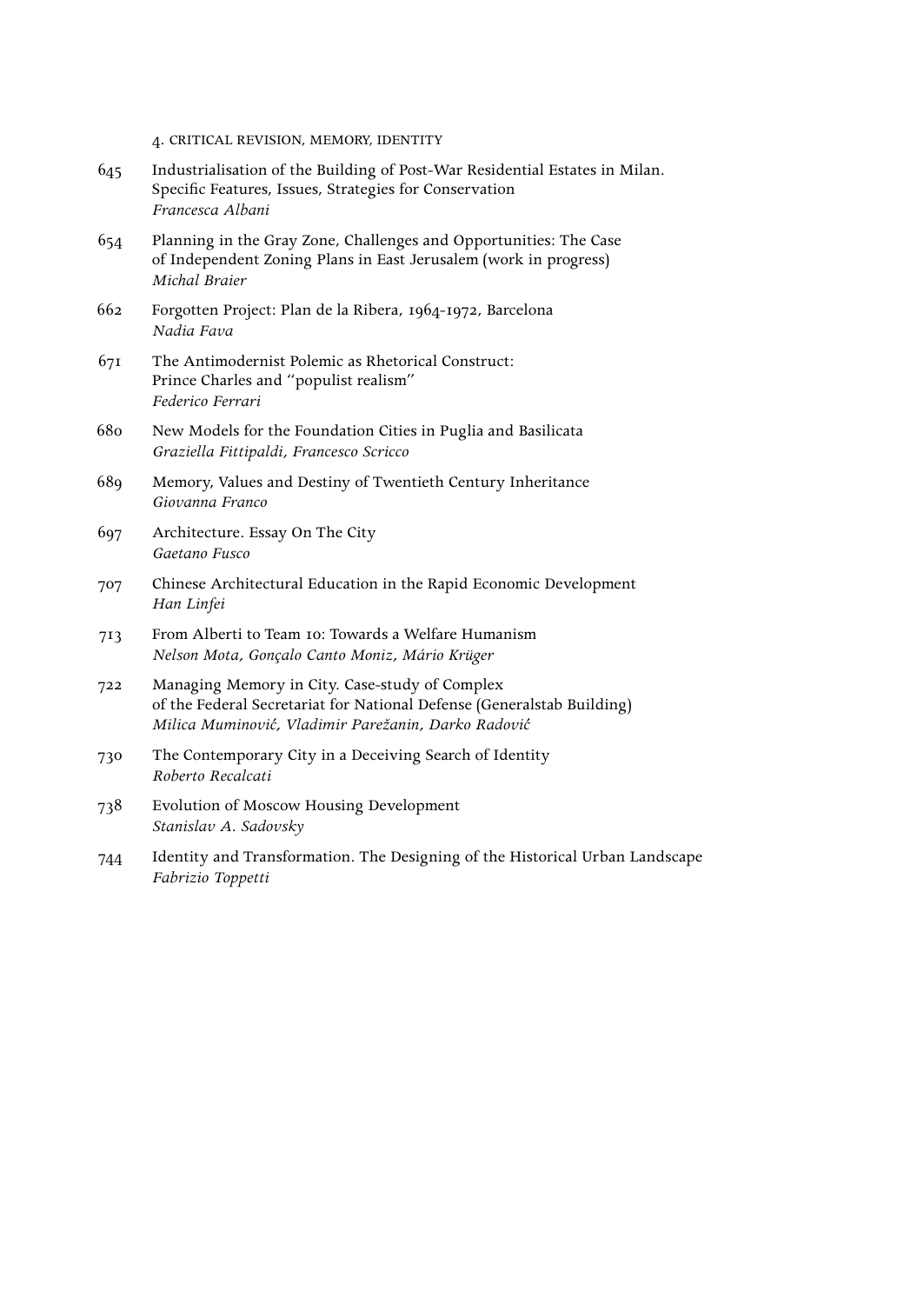## 4. CRITICAL REVISION, MEMORY, IDENTITY

645 Industrialisation of the Building of Post-War Residential Estates in Milan. Specific Features, Issues, Strategies for Conservation
*Francesca Albani*

654 Planning in the Gray Zone, Challenges and Opportunities: The Case of Independent Zoning Plans in East Jerusalem (work in progress)
*Michal Braier*

662 Forgotten Project: Plan de la Ribera, 1964-1972, Barcelona
*Nadia Fava*

671 The Antimodernist Polemic as Rhetorical Construct: Prince Charles and "populist realism"
*Federico Ferrari*

680 New Models for the Foundation Cities in Puglia and Basilicata
*Graziella Fittipaldi, Francesco Scricco*

689 Memory, Values and Destiny of Twentieth Century Inheritance
*Giovanna Franco*

697 Architecture. Essay On The City
*Gaetano Fusco*

707 Chinese Architectural Education in the Rapid Economic Development
*Han Linfei*

713 From Alberti to Team 10: Towards a Welfare Humanism
*Nelson Mota, Gonçalo Canto Moniz, Mário Krüger*

722 Managing Memory in City. Case-study of Complex of the Federal Secretariat for National Defense (Generalstab Building)
*Milica Muminović, Vladimir Parežanin, Darko Radović*

730 The Contemporary City in a Deceiving Search of Identity
*Roberto Recalcati*

738 Evolution of Moscow Housing Development
*Stanislav A. Sadovsky*

744 Identity and Transformation. The Designing of the Historical Urban Landscape
*Fabrizio Toppetti*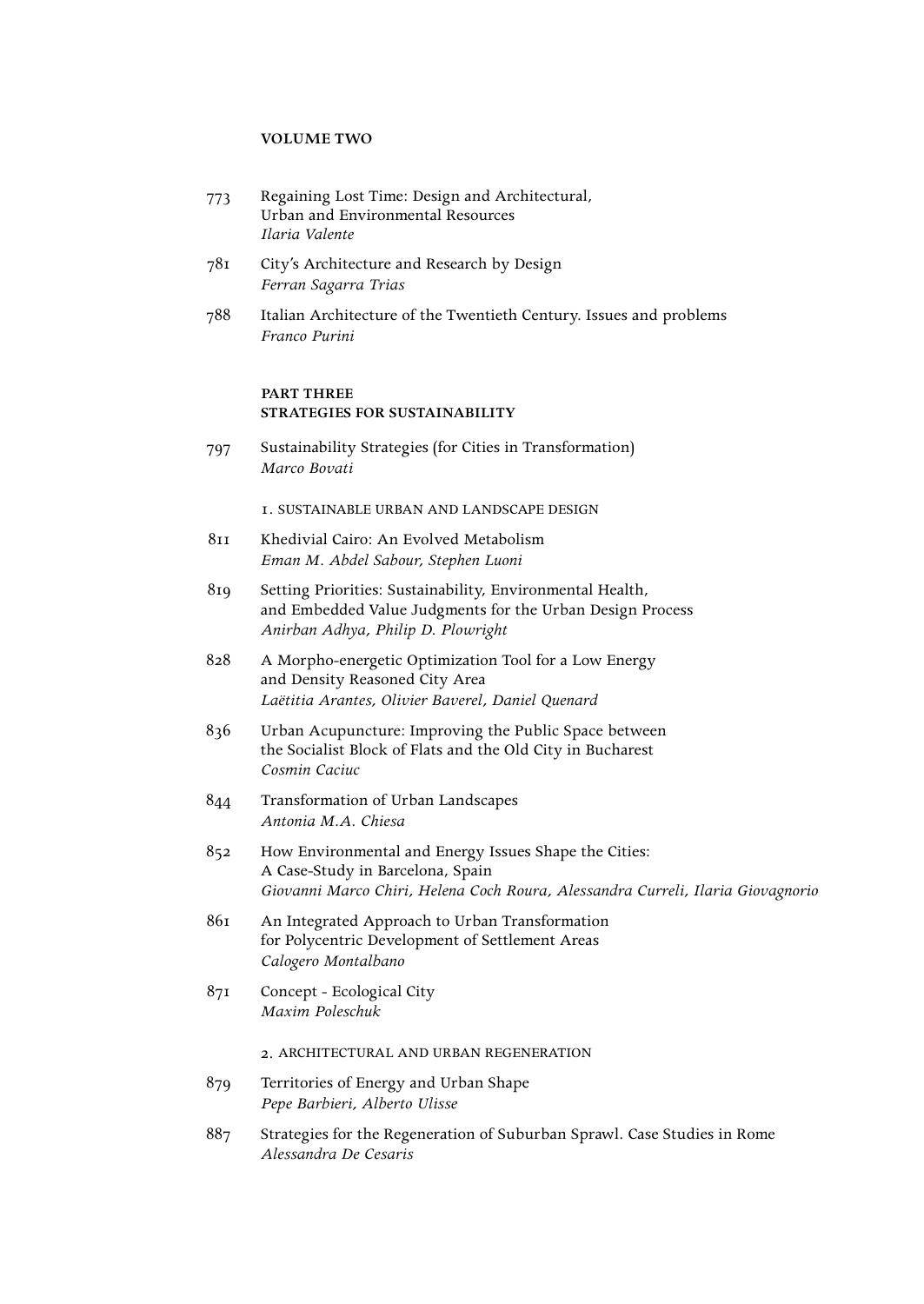**VOLUME TWO**

773 Regaining Lost Time: Design and Architectural, Urban and Environmental Resources
*Ilaria Valente*

781 City's Architecture and Research by Design
*Ferran Sagarra Trias*

788 Italian Architecture of the Twentieth Century. Issues and problems
*Franco Purini*

**PART THREE**
**STRATEGIES FOR SUSTAINABILITY**

797 Sustainability Strategies (for Cities in Transformation)
*Marco Bovati*

1. SUSTAINABLE URBAN AND LANDSCAPE DESIGN

811 Khedivial Cairo: An Evolved Metabolism
*Eman M. Abdel Sabour, Stephen Luoni*

819 Setting Priorities: Sustainability, Environmental Health, and Embedded Value Judgments for the Urban Design Process
*Anirban Adhya, Philip D. Plowright*

828 A Morpho-energetic Optimization Tool for a Low Energy and Density Reasoned City Area
*Laëtitia Arantes, Olivier Baverel, Daniel Quenard*

836 Urban Acupuncture: Improving the Public Space between the Socialist Block of Flats and the Old City in Bucharest
*Cosmin Caciuc*

844 Transformation of Urban Landscapes
*Antonia M.A. Chiesa*

852 How Environmental and Energy Issues Shape the Cities: A Case-Study in Barcelona, Spain
*Giovanni Marco Chiri, Helena Coch Roura, Alessandra Curreli, Ilaria Giovagnorio*

861 An Integrated Approach to Urban Transformation for Polycentric Development of Settlement Areas
*Calogero Montalbano*

871 Concept - Ecological City
*Maxim Poleschuk*

2. ARCHITECTURAL AND URBAN REGENERATION

879 Territories of Energy and Urban Shape
*Pepe Barbieri, Alberto Ulisse*

887 Strategies for the Regeneration of Suburban Sprawl. Case Studies in Rome
*Alessandra De Cesaris*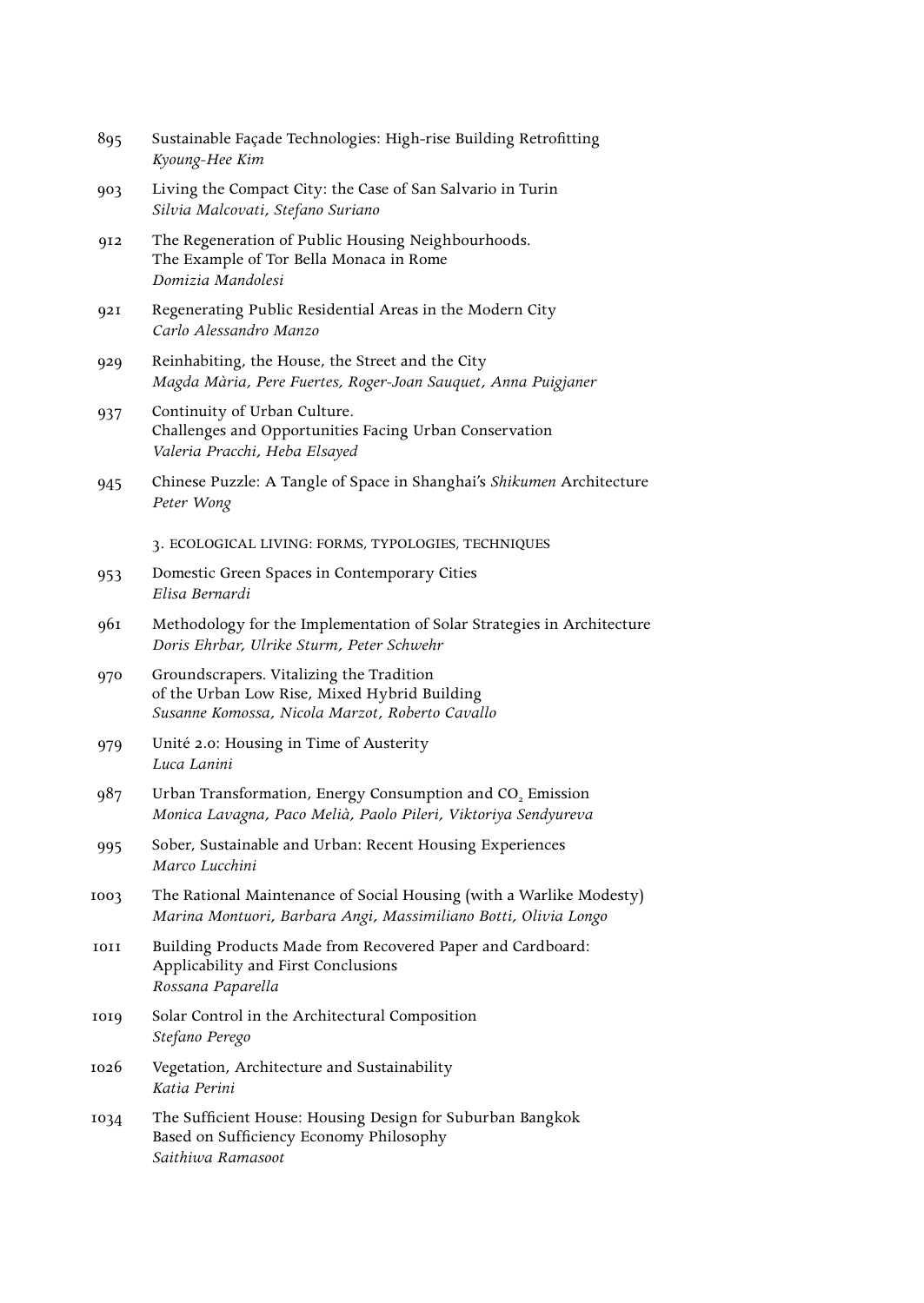895 Sustainable Façade Technologies: High-rise Building Retrofitting
*Kyoung-Hee Kim*

903 Living the Compact City: the Case of San Salvario in Turin
*Silvia Malcovati, Stefano Suriano*

912 The Regeneration of Public Housing Neighbourhoods. The Example of Tor Bella Monaca in Rome
*Domizia Mandolesi*

921 Regenerating Public Residential Areas in the Modern City
*Carlo Alessandro Manzo*

929 Reinhabiting, the House, the Street and the City
*Magda Mària, Pere Fuertes, Roger-Joan Sauquet, Anna Puigjaner*

937 Continuity of Urban Culture. Challenges and Opportunities Facing Urban Conservation
*Valeria Pracchi, Heba Elsayed*

945 Chinese Puzzle: A Tangle of Space in Shanghai's *Shikumen* Architecture
*Peter Wong*

## 3. ECOLOGICAL LIVING: FORMS, TYPOLOGIES, TECHNIQUES

953 Domestic Green Spaces in Contemporary Cities
*Elisa Bernardi*

961 Methodology for the Implementation of Solar Strategies in Architecture
*Doris Ehrbar, Ulrike Sturm, Peter Schwehr*

970 Groundscrapers. Vitalizing the Tradition of the Urban Low Rise, Mixed Hybrid Building
*Susanne Komossa, Nicola Marzot, Roberto Cavallo*

979 Unité 2.0: Housing in Time of Austerity
*Luca Lanini*

987 Urban Transformation, Energy Consumption and $CO_2$ Emission
*Monica Lavagna, Paco Melià, Paolo Pileri, Viktoriya Sendyureva*

995 Sober, Sustainable and Urban: Recent Housing Experiences
*Marco Lucchini*

1003 The Rational Maintenance of Social Housing (with a Warlike Modesty)
*Marina Montuori, Barbara Angi, Massimiliano Botti, Olivia Longo*

1011 Building Products Made from Recovered Paper and Cardboard: Applicability and First Conclusions
*Rossana Paparella*

1019 Solar Control in the Architectural Composition
*Stefano Perego*

1026 Vegetation, Architecture and Sustainability
*Katia Perini*

1034 The Sufficient House: Housing Design for Suburban Bangkok Based on Sufficiency Economy Philosophy
*Saithiwa Ramasoot*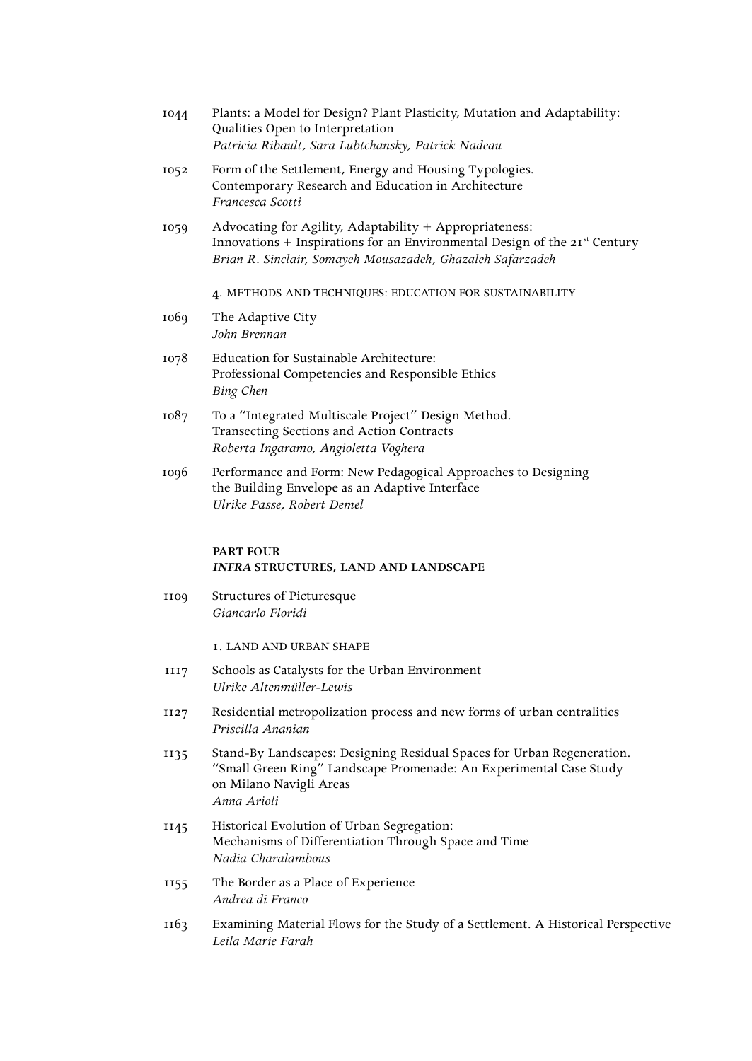1044 Plants: a Model for Design? Plant Plasticity, Mutation and Adaptability: Qualities Open to Interpretation
*Patricia Ribault, Sara Lubtchansky, Patrick Nadeau*

1052 Form of the Settlement, Energy and Housing Typologies. Contemporary Research and Education in Architecture
*Francesca Scotti*

1059 Advocating for Agility, Adaptability + Appropriateness: Innovations + Inspirations for an Environmental Design of the 21st Century
*Brian R. Sinclair, Somayeh Mousazadeh, Ghazaleh Safarzadeh*

4. METHODS AND TECHNIQUES: EDUCATION FOR SUSTAINABILITY

1069 The Adaptive City
*John Brennan*

1078 Education for Sustainable Architecture: Professional Competencies and Responsible Ethics
*Bing Chen*

1087 To a "Integrated Multiscale Project" Design Method. Transecting Sections and Action Contracts
*Roberta Ingaramo, Angioletta Voghera*

1096 Performance and Form: New Pedagogical Approaches to Designing the Building Envelope as an Adaptive Interface
*Ulrike Passe, Robert Demel*

## PART FOUR
## *INFRA* STRUCTURES, LAND AND LANDSCAPE

1109 Structures of Picturesque
*Giancarlo Floridi*

1. LAND AND URBAN SHAPE

1117 Schools as Catalysts for the Urban Environment
*Ulrike Altenmüller-Lewis*

1127 Residential metropolization process and new forms of urban centralities
*Priscilla Ananian*

1135 Stand-By Landscapes: Designing Residual Spaces for Urban Regeneration. "Small Green Ring" Landscape Promenade: An Experimental Case Study on Milano Navigli Areas
*Anna Arioli*

1145 Historical Evolution of Urban Segregation: Mechanisms of Differentiation Through Space and Time
*Nadia Charalambous*

1155 The Border as a Place of Experience
*Andrea di Franco*

1163 Examining Material Flows for the Study of a Settlement. A Historical Perspective
*Leila Marie Farah*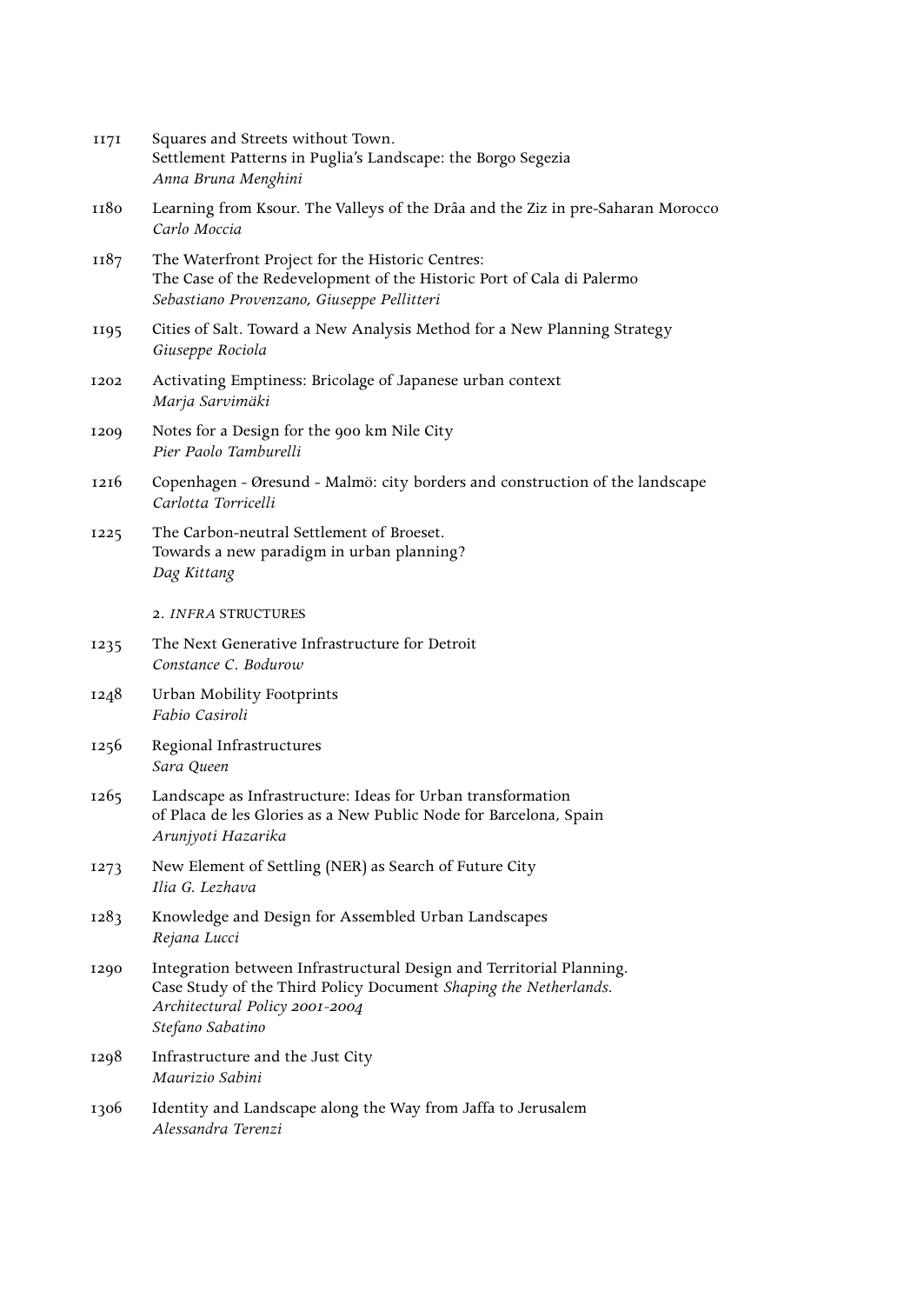1171 Squares and Streets without Town.
Settlement Patterns in Puglia's Landscape: the Borgo Segezia
*Anna Bruna Menghini*

1180 Learning from Ksour. The Valleys of the Drâa and the Ziz in pre-Saharan Morocco
*Carlo Moccia*

1187 The Waterfront Project for the Historic Centres:
The Case of the Redevelopment of the Historic Port of Cala di Palermo
*Sebastiano Provenzano, Giuseppe Pellitteri*

1195 Cities of Salt. Toward a New Analysis Method for a New Planning Strategy
*Giuseppe Rociola*

1202 Activating Emptiness: Bricolage of Japanese urban context
*Marja Sarvimäki*

1209 Notes for a Design for the 900 km Nile City
*Pier Paolo Tamburelli*

1216 Copenhagen - Øresund - Malmö: city borders and construction of the landscape
*Carlotta Torricelli*

1225 The Carbon-neutral Settlement of Broeset.
Towards a new paradigm in urban planning?
*Dag Kittang*

## 2. *INFRA* STRUCTURES

1235 The Next Generative Infrastructure for Detroit
*Constance C. Bodurow*

1248 Urban Mobility Footprints
*Fabio Casiroli*

1256 Regional Infrastructures
*Sara Queen*

1265 Landscape as Infrastructure: Ideas for Urban transformation
of Placa de les Glories as a New Public Node for Barcelona, Spain
*Arunjyoti Hazarika*

1273 New Element of Settling (NER) as Search of Future City
*Ilia G. Lezhava*

1283 Knowledge and Design for Assembled Urban Landscapes
*Rejana Lucci*

1290 Integration between Infrastructural Design and Territorial Planning.
Case Study of the Third Policy Document *Shaping the Netherlands.*
*Architectural Policy 2001-2004*
*Stefano Sabatino*

1298 Infrastructure and the Just City
*Maurizio Sabini*

1306 Identity and Landscape along the Way from Jaffa to Jerusalem
*Alessandra Terenzi*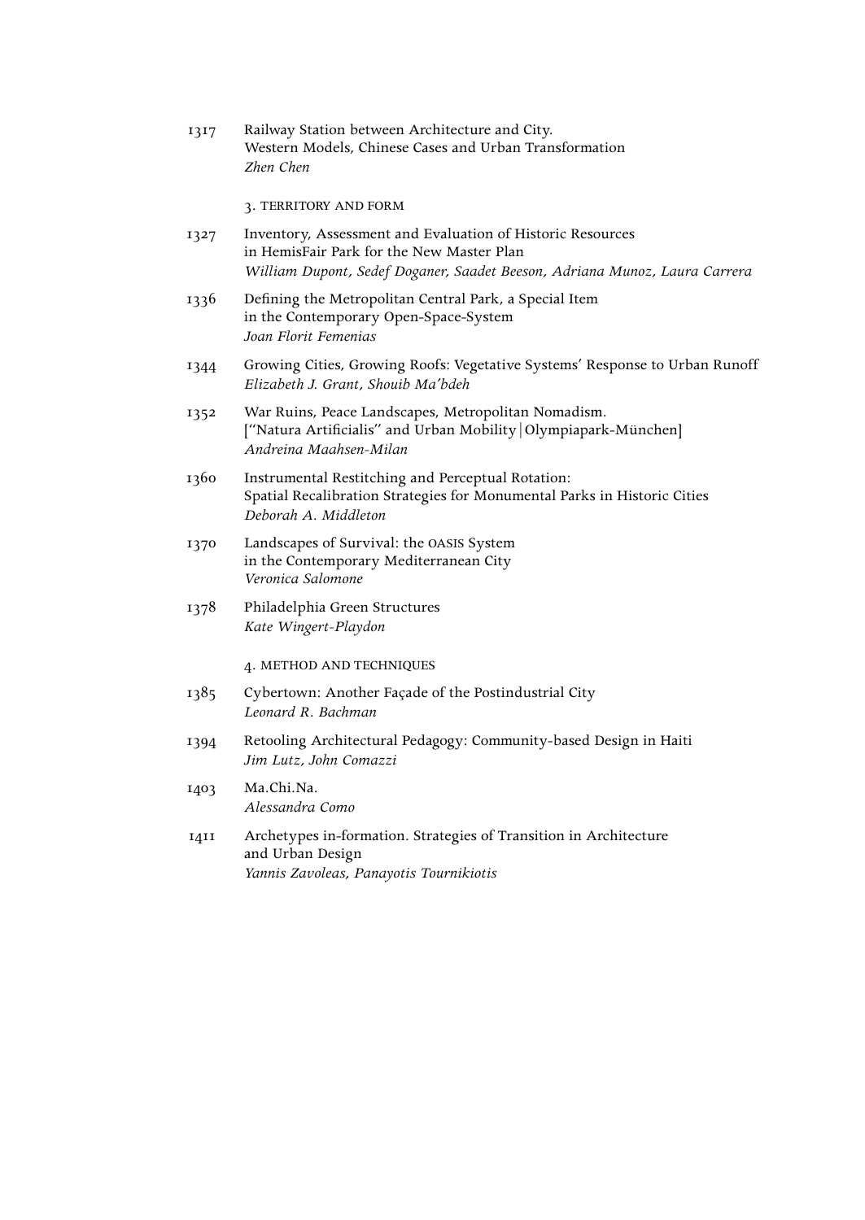1317 Railway Station between Architecture and City.
Western Models, Chinese Cases and Urban Transformation
*Zhen Chen*

## 3. TERRITORY AND FORM

1327 Inventory, Assessment and Evaluation of Historic Resources
in HemisFair Park for the New Master Plan
*William Dupont, Sedef Doganer, Saadet Beeson, Adriana Munoz, Laura Carrera*

1336 Defining the Metropolitan Central Park, a Special Item
in the Contemporary Open-Space-System
*Joan Florit Femenias*

1344 Growing Cities, Growing Roofs: Vegetative Systems' Response to Urban Runoff
*Elizabeth J. Grant, Shouib Ma'bdeh*

1352 War Ruins, Peace Landscapes, Metropolitan Nomadism.
["Natura Artificialis" and Urban Mobility | Olympiapark-München]
*Andreina Maahsen-Milan*

1360 Instrumental Restitching and Perceptual Rotation:
Spatial Recalibration Strategies for Monumental Parks in Historic Cities
*Deborah A. Middleton*

1370 Landscapes of Survival: the OASIS System
in the Contemporary Mediterranean City
*Veronica Salomone*

1378 Philadelphia Green Structures
*Kate Wingert-Playdon*

## 4. METHOD AND TECHNIQUES

1385 Cybertown: Another Façade of the Postindustrial City
*Leonard R. Bachman*

1394 Retooling Architectural Pedagogy: Community-based Design in Haiti
*Jim Lutz, John Comazzi*

1403 Ma.Chi.Na.
*Alessandra Como*

1411 Archetypes in-formation. Strategies of Transition in Architecture
and Urban Design
*Yannis Zavoleas, Panayotis Tournikiotis*